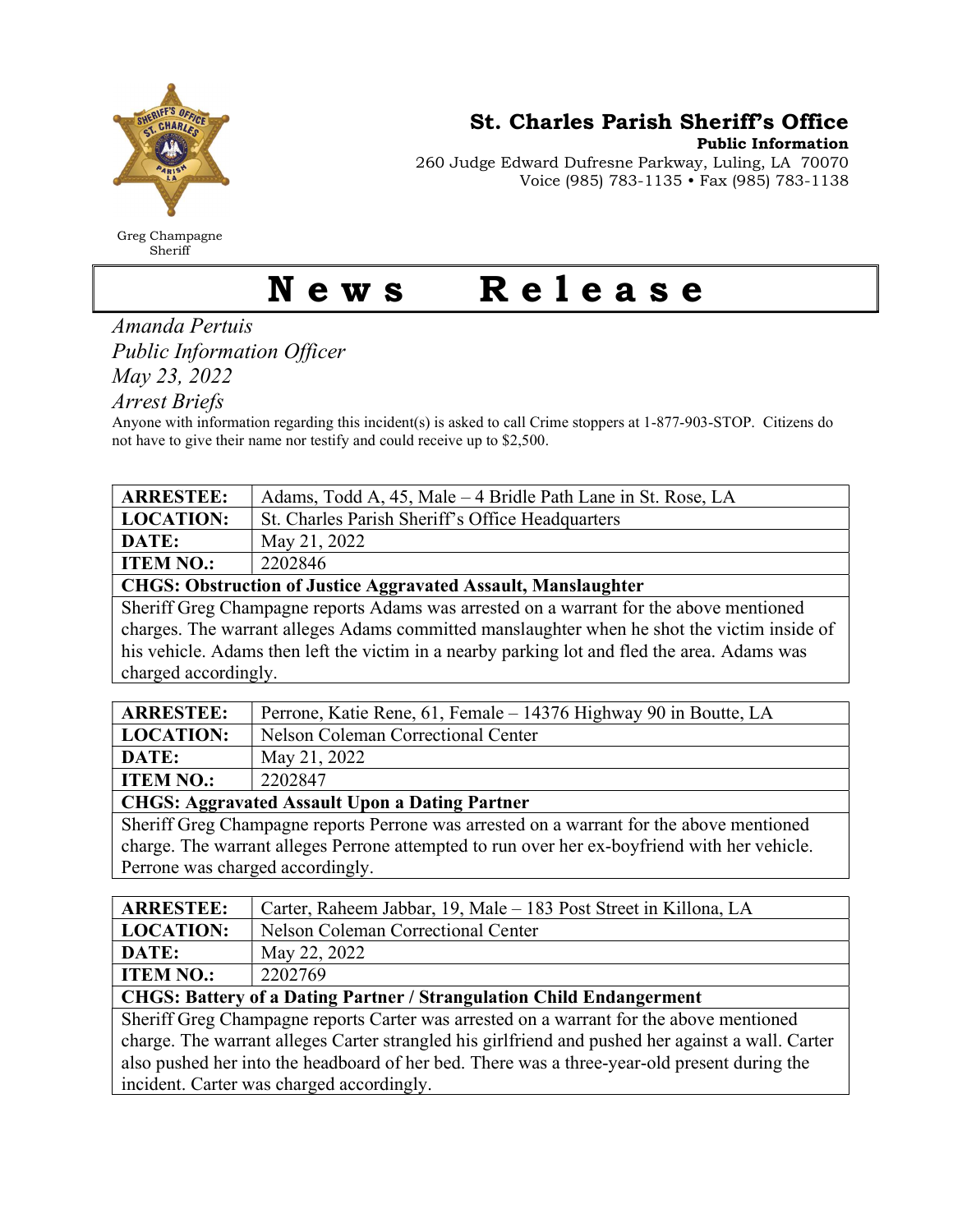**St. Charles Parish Sheriff's Office**
**Public Information**
260 Judge Edward Dufresne Parkway, Luling, LA 70070
Voice (985) 783-1135 • Fax (985) 783-1138

Greg Champagne
Sheriff

# News Release

*Amanda Pertuis*
*Public Information Officer*
*May 23, 2022*
*Arrest Briefs*

Anyone with information regarding this incident(s) is asked to call Crime stoppers at 1-877-903-STOP. Citizens do not have to give their name nor testify and could receive up to $2,500.

| **ARRESTEE:** | Adams, Todd A, 45, Male – 4 Bridle Path Lane in St. Rose, LA |
|---|---|
| **LOCATION:** | St. Charles Parish Sheriff's Office Headquarters |
| **DATE:** | May 21, 2022 |
| **ITEM NO.:** | 2202846 |
| **CHGS: Obstruction of Justice Aggravated Assault, Manslaughter** | |
| Sheriff Greg Champagne reports Adams was arrested on a warrant for the above mentioned charges. The warrant alleges Adams committed manslaughter when he shot the victim inside of his vehicle. Adams then left the victim in a nearby parking lot and fled the area. Adams was charged accordingly. | |

| **ARRESTEE:** | Perrone, Katie Rene, 61, Female – 14376 Highway 90 in Boutte, LA |
|---|---|
| **LOCATION:** | Nelson Coleman Correctional Center |
| **DATE:** | May 21, 2022 |
| **ITEM NO.:** | 2202847 |
| **CHGS: Aggravated Assault Upon a Dating Partner** | |
| Sheriff Greg Champagne reports Perrone was arrested on a warrant for the above mentioned charge. The warrant alleges Perrone attempted to run over her ex-boyfriend with her vehicle. Perrone was charged accordingly. | |

| **ARRESTEE:** | Carter, Raheem Jabbar, 19, Male – 183 Post Street in Killona, LA |
|---|---|
| **LOCATION:** | Nelson Coleman Correctional Center |
| **DATE:** | May 22, 2022 |
| **ITEM NO.:** | 2202769 |
| **CHGS: Battery of a Dating Partner / Strangulation Child Endangerment** | |
| Sheriff Greg Champagne reports Carter was arrested on a warrant for the above mentioned charge. The warrant alleges Carter strangled his girlfriend and pushed her against a wall. Carter also pushed her into the headboard of her bed. There was a three-year-old present during the incident. Carter was charged accordingly. | |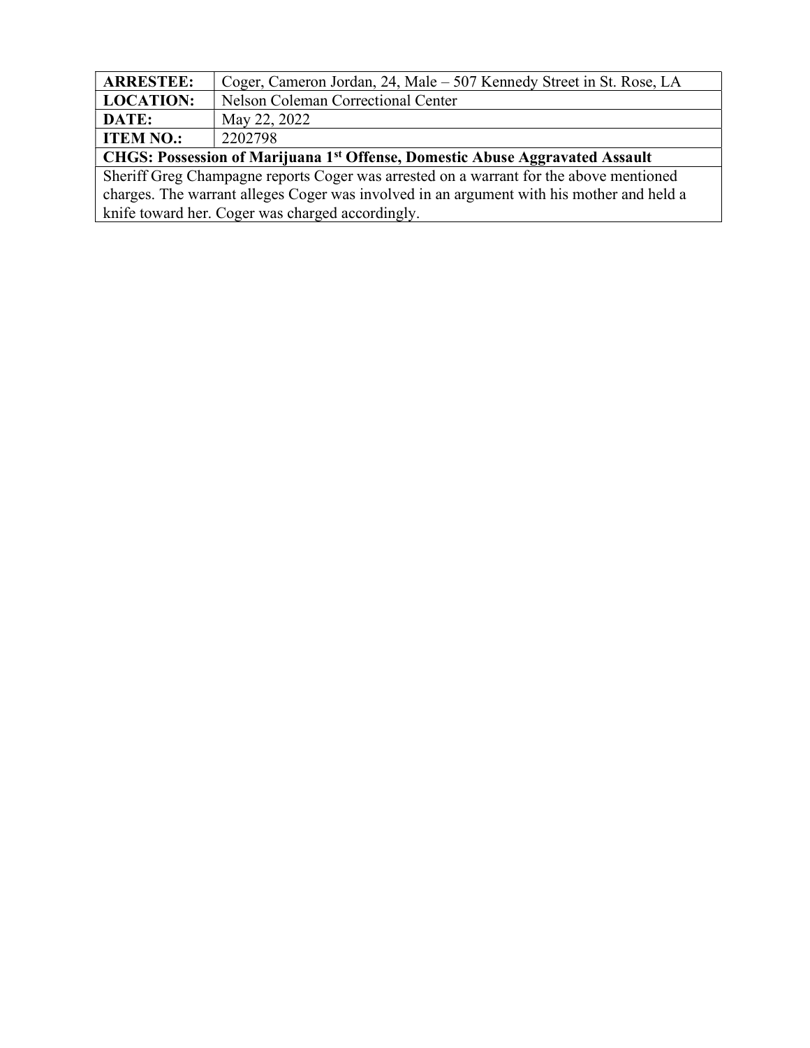| | |
|---|---|
| **ARRESTEE:** | Coger, Cameron Jordan, 24, Male – 507 Kennedy Street in St. Rose, LA |
| **LOCATION:** | Nelson Coleman Correctional Center |
| **DATE:** | May 22, 2022 |
| **ITEM NO.:** | 2202798 |
| **CHGS: Possession of Marijuana 1st Offense, Domestic Abuse Aggravated Assault** | |
| Sheriff Greg Champagne reports Coger was arrested on a warrant for the above mentioned charges. The warrant alleges Coger was involved in an argument with his mother and held a knife toward her. Coger was charged accordingly. | |